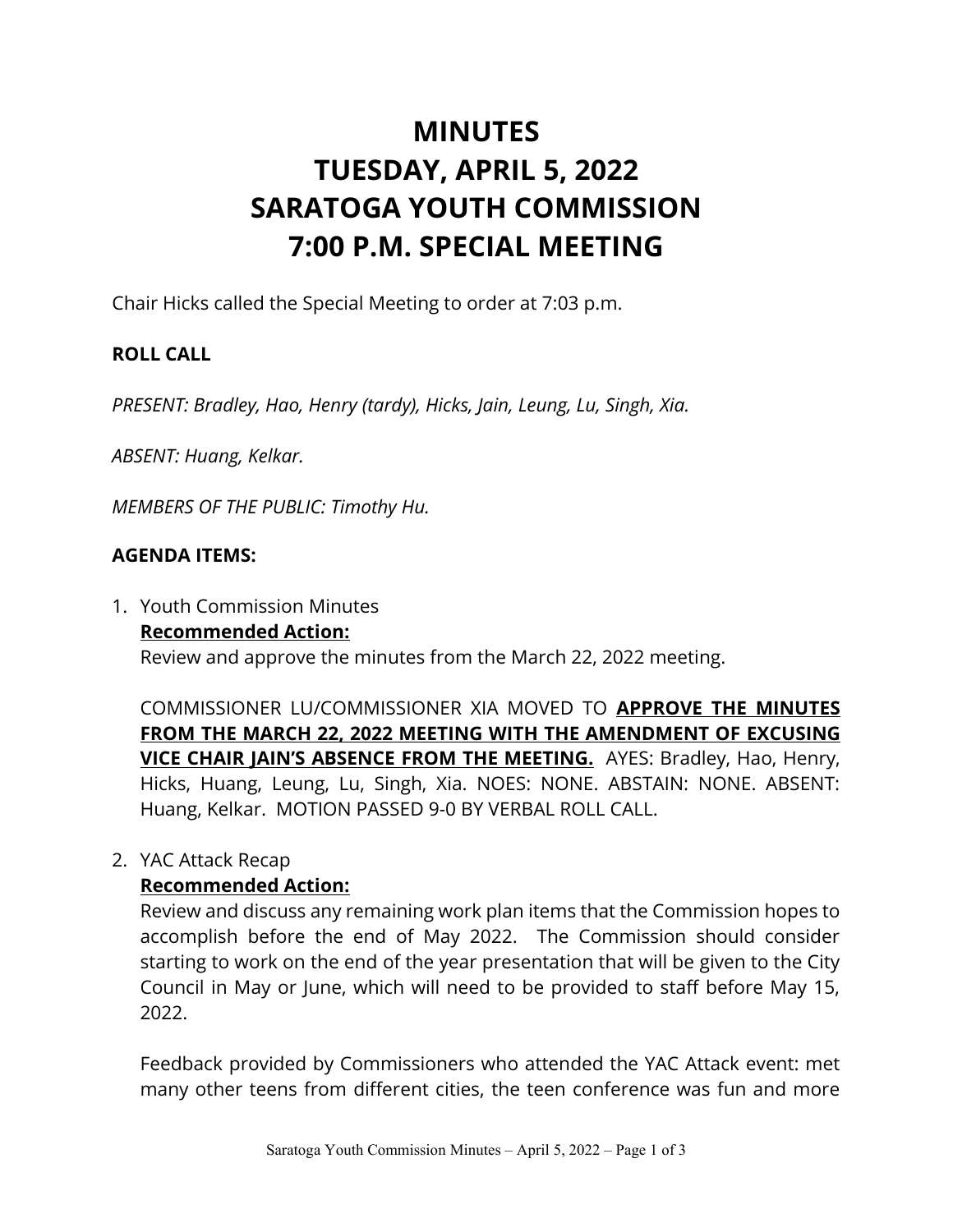# MINUTES
# TUESDAY, APRIL 5, 2022
# SARATOGA YOUTH COMMISSION
# 7:00 P.M. SPECIAL MEETING

Chair Hicks called the Special Meeting to order at 7:03 p.m.

**ROLL CALL**

*PRESENT: Bradley, Hao, Henry (tardy), Hicks, Jain, Leung, Lu, Singh, Xia.*

*ABSENT: Huang, Kelkar.*

*MEMBERS OF THE PUBLIC: Timothy Hu.*

**AGENDA ITEMS:**

1. Youth Commission Minutes
   **Recommended Action:**
   Review and approve the minutes from the March 22, 2022 meeting.

   COMMISSIONER LU/COMMISSIONER XIA MOVED TO **APPROVE THE MINUTES FROM THE MARCH 22, 2022 MEETING WITH THE AMENDMENT OF EXCUSING VICE CHAIR JAIN'S ABSENCE FROM THE MEETING.** AYES: Bradley, Hao, Henry, Hicks, Huang, Leung, Lu, Singh, Xia. NOES: NONE. ABSTAIN: NONE. ABSENT: Huang, Kelkar. MOTION PASSED 9-0 BY VERBAL ROLL CALL.

2. YAC Attack Recap
   **Recommended Action:**
   Review and discuss any remaining work plan items that the Commission hopes to accomplish before the end of May 2022. The Commission should consider starting to work on the end of the year presentation that will be given to the City Council in May or June, which will need to be provided to staff before May 15, 2022.

   Feedback provided by Commissioners who attended the YAC Attack event: met many other teens from different cities, the teen conference was fun and more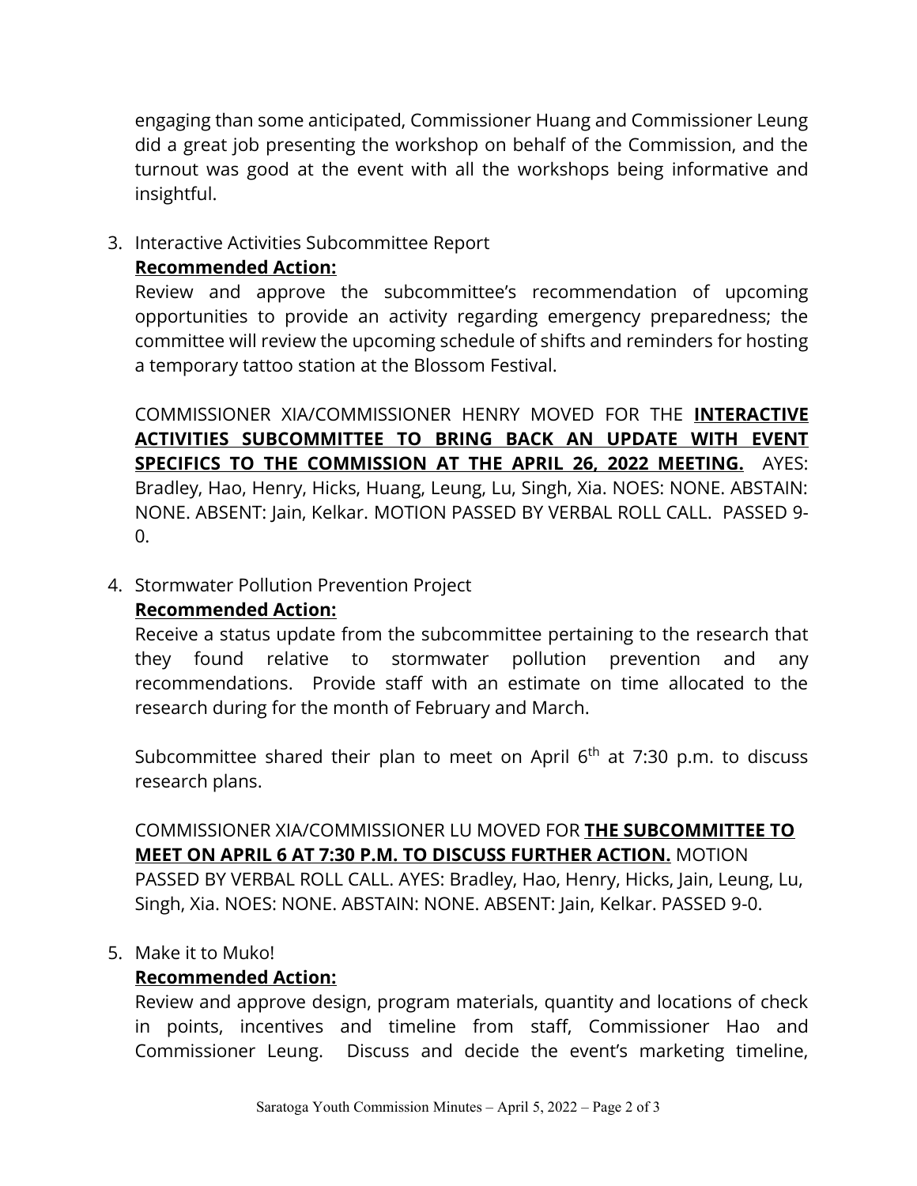engaging than some anticipated, Commissioner Huang and Commissioner Leung did a great job presenting the workshop on behalf of the Commission, and the turnout was good at the event with all the workshops being informative and insightful.

3. Interactive Activities Subcommittee Report

   **Recommended Action:**

   Review and approve the subcommittee's recommendation of upcoming opportunities to provide an activity regarding emergency preparedness; the committee will review the upcoming schedule of shifts and reminders for hosting a temporary tattoo station at the Blossom Festival.

   COMMISSIONER XIA/COMMISSIONER HENRY MOVED FOR THE **INTERACTIVE ACTIVITIES SUBCOMMITTEE TO BRING BACK AN UPDATE WITH EVENT SPECIFICS TO THE COMMISSION AT THE APRIL 26, 2022 MEETING.** AYES: Bradley, Hao, Henry, Hicks, Huang, Leung, Lu, Singh, Xia. NOES: NONE. ABSTAIN: NONE. ABSENT: Jain, Kelkar. MOTION PASSED BY VERBAL ROLL CALL. PASSED 9-0.

4. Stormwater Pollution Prevention Project

   **Recommended Action:**

   Receive a status update from the subcommittee pertaining to the research that they found relative to stormwater pollution prevention and any recommendations. Provide staff with an estimate on time allocated to the research during for the month of February and March.

   Subcommittee shared their plan to meet on April 6th at 7:30 p.m. to discuss research plans.

   COMMISSIONER XIA/COMMISSIONER LU MOVED FOR **THE SUBCOMMITTEE TO MEET ON APRIL 6 AT 7:30 P.M. TO DISCUSS FURTHER ACTION.** MOTION PASSED BY VERBAL ROLL CALL. AYES: Bradley, Hao, Henry, Hicks, Jain, Leung, Lu, Singh, Xia. NOES: NONE. ABSTAIN: NONE. ABSENT: Jain, Kelkar. PASSED 9-0.

5. Make it to Muko!

   **Recommended Action:**

   Review and approve design, program materials, quantity and locations of check in points, incentives and timeline from staff, Commissioner Hao and Commissioner Leung. Discuss and decide the event's marketing timeline,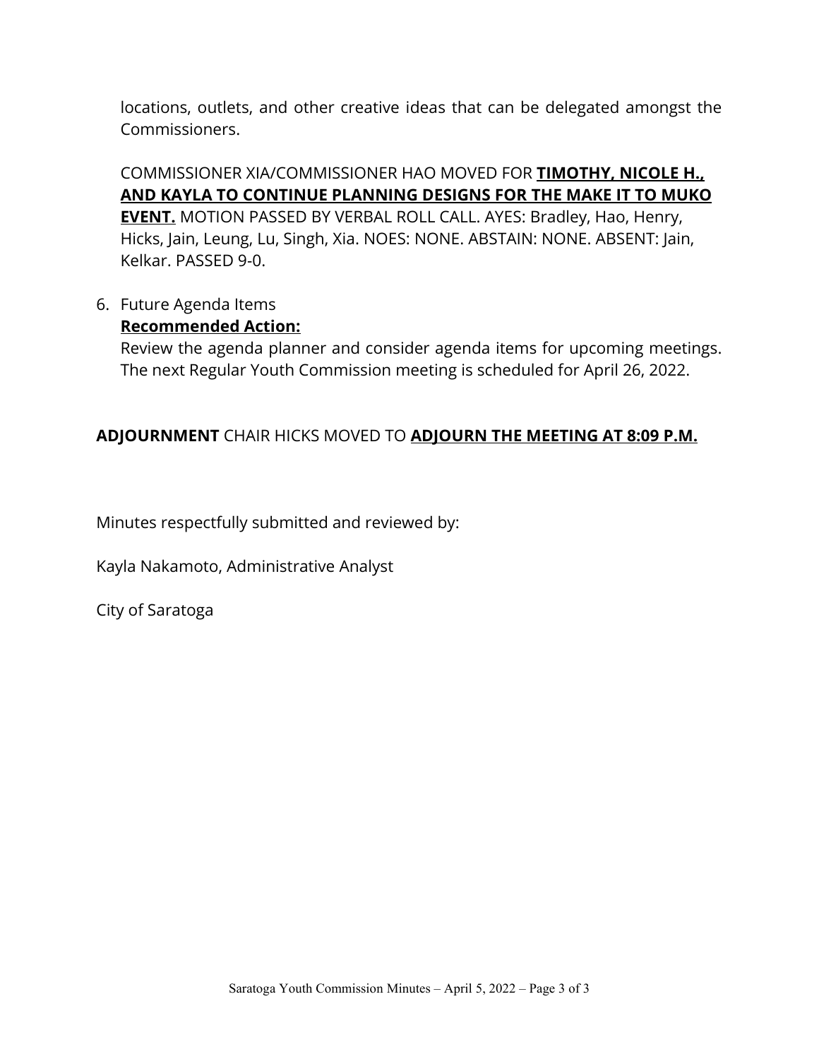locations, outlets, and other creative ideas that can be delegated amongst the Commissioners.

COMMISSIONER XIA/COMMISSIONER HAO MOVED FOR **TIMOTHY, NICOLE H., AND KAYLA TO CONTINUE PLANNING DESIGNS FOR THE MAKE IT TO MUKO EVENT.** MOTION PASSED BY VERBAL ROLL CALL. AYES: Bradley, Hao, Henry, Hicks, Jain, Leung, Lu, Singh, Xia. NOES: NONE. ABSTAIN: NONE. ABSENT: Jain, Kelkar. PASSED 9-0.

6. Future Agenda Items
   **Recommended Action:**
   Review the agenda planner and consider agenda items for upcoming meetings. The next Regular Youth Commission meeting is scheduled for April 26, 2022.

**ADJOURNMENT** CHAIR HICKS MOVED TO **ADJOURN THE MEETING AT 8:09 P.M.**

Minutes respectfully submitted and reviewed by:

Kayla Nakamoto, Administrative Analyst

City of Saratoga